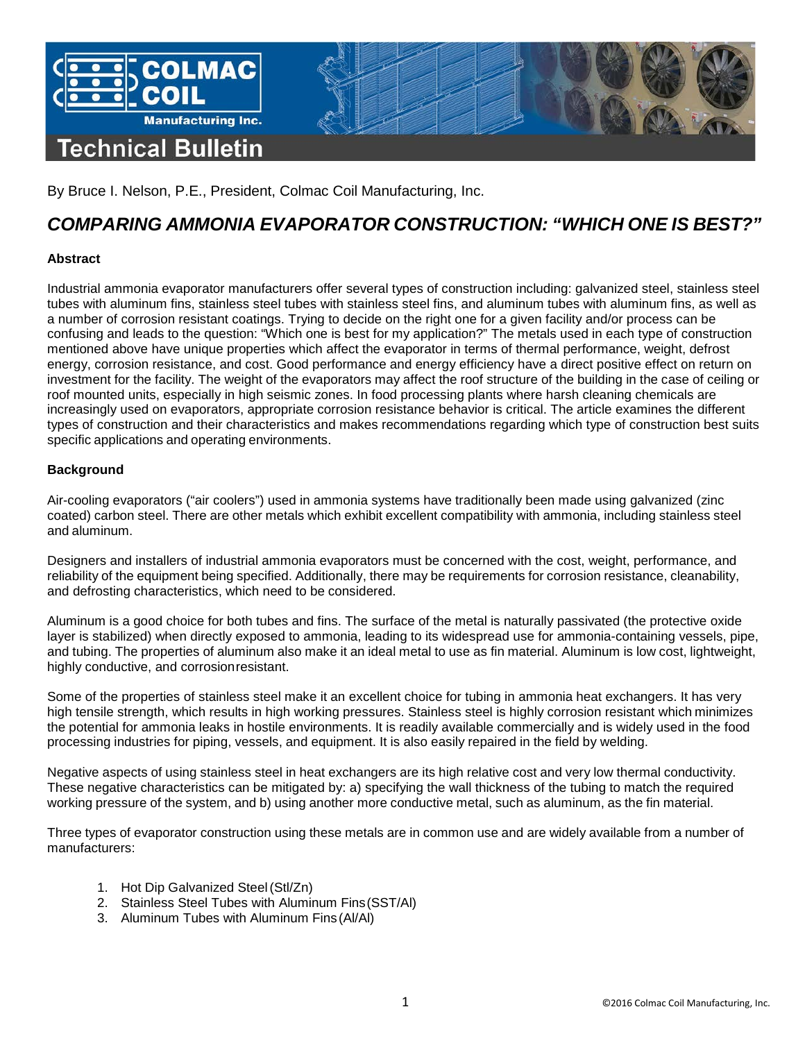# Technical Bulletin

By Bruce I. Nelson, P.E., President, Colmac Coil Manufacturing, Inc.

## *COMPARING AMMONIA EVAPORATOR CONSTRUCTION: "WHICH ONE IS BEST?"*

### Abstract

Industrial ammonia evaporator manufacturers offer several types of construction including: galvanized steel, stainless steel tubes with aluminum fins, stainless steel tubes with stainless steel fins, and aluminum tubes with aluminum fins, as well as a number of corrosion resistant coatings. Trying to decide on the right one for a given facility and/or process can be confusing and leads to the question: "Which one is best for my application?" The metals used in each type of construction mentioned above have unique properties which affect the evaporator in terms of thermal performance, weight, defrost energy, corrosion resistance, and cost. Good performance and energy efficiency have a direct positive effect on return on investment for the facility. The weight of the evaporators may affect the roof structure of the building in the case of ceiling or roof mounted units, especially in high seismic zones. In food processing plants where harsh cleaning chemicals are increasingly used on evaporators, appropriate corrosion resistance behavior is critical. The article examines the different types of construction and their characteristics and makes recommendations regarding which type of construction best suits specific applications and operating environments.

### Background

Air-cooling evaporators ("air coolers") used in ammonia systems have traditionally been made using galvanized (zinc coated) carbon steel. There are other metals which exhibit excellent compatibility with ammonia, including stainless steel and aluminum.

Designers and installers of industrial ammonia evaporators must be concerned with the cost, weight, performance, and reliability of the equipment being specified. Additionally, there may be requirements for corrosion resistance, cleanability, and defrosting characteristics, which need to be considered.

Aluminum is a good choice for both tubes and fins. The surface of the metal is naturally passivated (the protective oxide layer is stabilized) when directly exposed to ammonia, leading to its widespread use for ammonia-containing vessels, pipe, and tubing. The properties of aluminum also make it an ideal metal to use as fin material. Aluminum is low cost, lightweight, highly conductive, and corrosion resistant.

Some of the properties of stainless steel make it an excellent choice for tubing in ammonia heat exchangers. It has very high tensile strength, which results in high working pressures. Stainless steel is highly corrosion resistant which minimizes the potential for ammonia leaks in hostile environments. It is readily available commercially and is widely used in the food processing industries for piping, vessels, and equipment. It is also easily repaired in the field by welding.

Negative aspects of using stainless steel in heat exchangers are its high relative cost and very low thermal conductivity. These negative characteristics can be mitigated by: a) specifying the wall thickness of the tubing to match the required working pressure of the system, and b) using another more conductive metal, such as aluminum, as the fin material.

Three types of evaporator construction using these metals are in common use and are widely available from a number of manufacturers:

1. Hot Dip Galvanized Steel (Stl/Zn)
2. Stainless Steel Tubes with Aluminum Fins (SST/Al)
3. Aluminum Tubes with Aluminum Fins (Al/Al)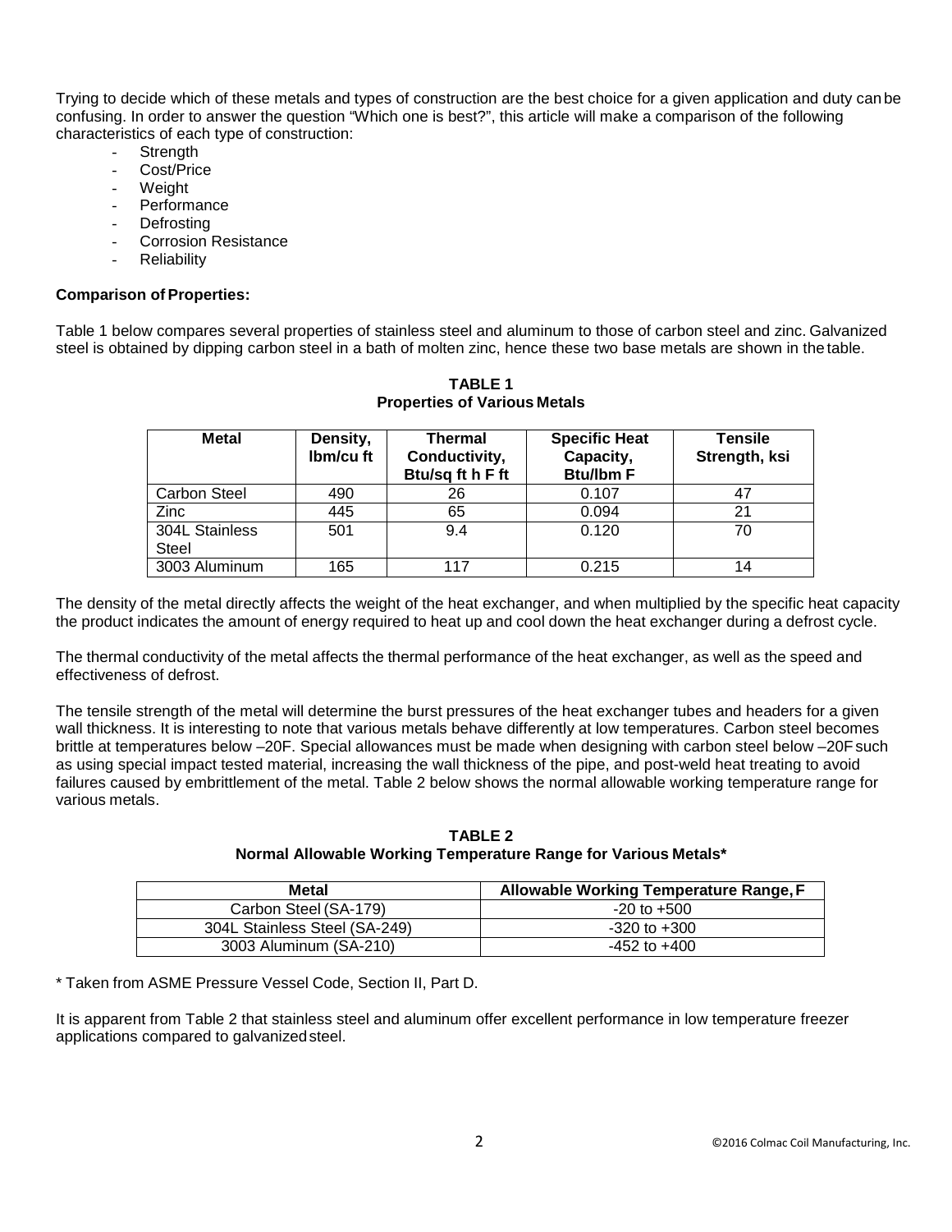Trying to decide which of these metals and types of construction are the best choice for a given application and duty can be confusing. In order to answer the question "Which one is best?", this article will make a comparison of the following characteristics of each type of construction:

- Strength
- Cost/Price
- Weight
- Performance
- Defrosting
- Corrosion Resistance
- Reliability

**Comparison of Properties:**

Table 1 below compares several properties of stainless steel and aluminum to those of carbon steel and zinc. Galvanized steel is obtained by dipping carbon steel in a bath of molten zinc, hence these two base metals are shown in the table.

**TABLE 1**
**Properties of Various Metals**

| Metal | Density, lbm/cu ft | Thermal Conductivity, Btu/sq ft h F ft | Specific Heat Capacity, Btu/lbm F | Tensile Strength, ksi |
|---|---|---|---|---|
| Carbon Steel | 490 | 26 | 0.107 | 47 |
| Zinc | 445 | 65 | 0.094 | 21 |
| 304L Stainless Steel | 501 | 9.4 | 0.120 | 70 |
| 3003 Aluminum | 165 | 117 | 0.215 | 14 |

The density of the metal directly affects the weight of the heat exchanger, and when multiplied by the specific heat capacity the product indicates the amount of energy required to heat up and cool down the heat exchanger during a defrost cycle.

The thermal conductivity of the metal affects the thermal performance of the heat exchanger, as well as the speed and effectiveness of defrost.

The tensile strength of the metal will determine the burst pressures of the heat exchanger tubes and headers for a given wall thickness. It is interesting to note that various metals behave differently at low temperatures. Carbon steel becomes brittle at temperatures below –20F. Special allowances must be made when designing with carbon steel below –20F such as using special impact tested material, increasing the wall thickness of the pipe, and post-weld heat treating to avoid failures caused by embrittlement of the metal. Table 2 below shows the normal allowable working temperature range for various metals.

**TABLE 2**
**Normal Allowable Working Temperature Range for Various Metals***

| Metal | Allowable Working Temperature Range, F |
|---|---|
| Carbon Steel (SA-179) | -20 to +500 |
| 304L Stainless Steel (SA-249) | -320 to +300 |
| 3003 Aluminum (SA-210) | -452 to +400 |

* Taken from ASME Pressure Vessel Code, Section II, Part D.

It is apparent from Table 2 that stainless steel and aluminum offer excellent performance in low temperature freezer applications compared to galvanized steel.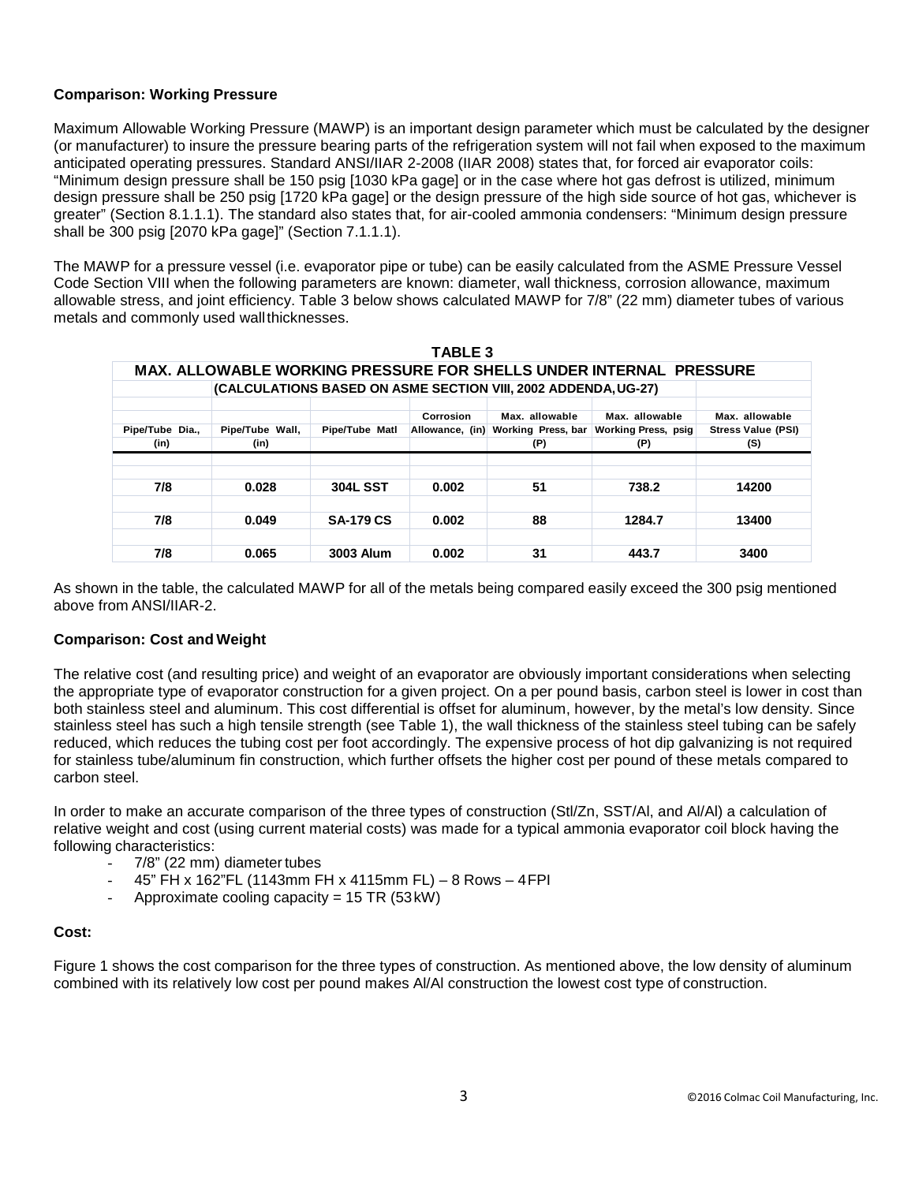**Comparison: Working Pressure**

Maximum Allowable Working Pressure (MAWP) is an important design parameter which must be calculated by the designer (or manufacturer) to insure the pressure bearing parts of the refrigeration system will not fail when exposed to the maximum anticipated operating pressures. Standard ANSI/IIAR 2-2008 (IIAR 2008) states that, for forced air evaporator coils: "Minimum design pressure shall be 150 psig [1030 kPa gage] or in the case where hot gas defrost is utilized, minimum design pressure shall be 250 psig [1720 kPa gage] or the design pressure of the high side source of hot gas, whichever is greater" (Section 8.1.1.1). The standard also states that, for air-cooled ammonia condensers: "Minimum design pressure shall be 300 psig [2070 kPa gage]" (Section 7.1.1.1).

The MAWP for a pressure vessel (i.e. evaporator pipe or tube) can be easily calculated from the ASME Pressure Vessel Code Section VIII when the following parameters are known: diameter, wall thickness, corrosion allowance, maximum allowable stress, and joint efficiency. Table 3 below shows calculated MAWP for 7/8" (22 mm) diameter tubes of various metals and commonly used wall thicknesses.

**TABLE 3**

**MAX. ALLOWABLE WORKING PRESSURE FOR SHELLS UNDER INTERNAL PRESSURE**

**(CALCULATIONS BASED ON ASME SECTION VIII, 2002 ADDENDA, UG-27)**

| Pipe/Tube Dia., (in) | Pipe/Tube Wall, (in) | Pipe/Tube Matl | Corrosion Allowance, (in) | Max. allowable Working Press, bar (P) | Max. allowable Working Press, psig (P) | Max. allowable Stress Value (PSI) (S) |
|---|---|---|---|---|---|---|
| 7/8 | 0.028 | 304L SST | 0.002 | 51 | 738.2 | 14200 |
| 7/8 | 0.049 | SA-179 CS | 0.002 | 88 | 1284.7 | 13400 |
| 7/8 | 0.065 | 3003 Alum | 0.002 | 31 | 443.7 | 3400 |

As shown in the table, the calculated MAWP for all of the metals being compared easily exceed the 300 psig mentioned above from ANSI/IIAR-2.

**Comparison: Cost and Weight**

The relative cost (and resulting price) and weight of an evaporator are obviously important considerations when selecting the appropriate type of evaporator construction for a given project. On a per pound basis, carbon steel is lower in cost than both stainless steel and aluminum. This cost differential is offset for aluminum, however, by the metal's low density. Since stainless steel has such a high tensile strength (see Table 1), the wall thickness of the stainless steel tubing can be safely reduced, which reduces the tubing cost per foot accordingly. The expensive process of hot dip galvanizing is not required for stainless tube/aluminum fin construction, which further offsets the higher cost per pound of these metals compared to carbon steel.

In order to make an accurate comparison of the three types of construction (Stl/Zn, SST/Al, and Al/Al) a calculation of relative weight and cost (using current material costs) was made for a typical ammonia evaporator coil block having the following characteristics:

- 7/8" (22 mm) diameter tubes
- 45" FH x 162"FL (1143mm FH x 4115mm FL) – 8 Rows – 4 FPI
- Approximate cooling capacity = 15 TR (53 kW)

**Cost:**

Figure 1 shows the cost comparison for the three types of construction. As mentioned above, the low density of aluminum combined with its relatively low cost per pound makes Al/Al construction the lowest cost type of construction.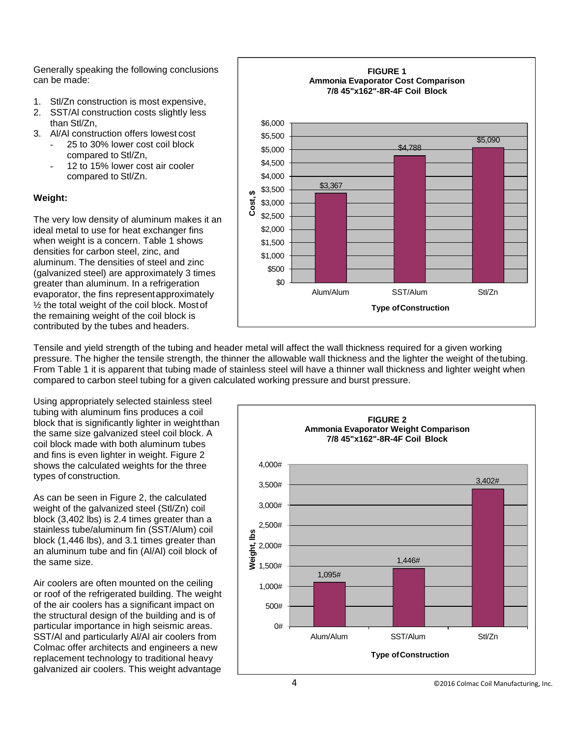Generally speaking the following conclusions can be made:

1. Stl/Zn construction is most expensive,
2. SST/Al construction costs slightly less than Stl/Zn,
3. Al/Al construction offers lowest cost
   - 25 to 30% lower cost coil block compared to Stl/Zn,
   - 12 to 15% lower cost air cooler compared to Stl/Zn.

**FIGURE 1**
**Ammonia Evaporator Cost Comparison**
**7/8 45"x162"-8R-4F Coil Block**

| Type of Construction | Cost, $ |
|---|---|
| Alum/Alum | $3,367 |
| SST/Alum | $4,788 |
| Stl/Zn | $5,090 |

**Weight:**

The very low density of aluminum makes it an ideal metal to use for heat exchanger fins when weight is a concern. Table 1 shows densities for carbon steel, zinc, and aluminum. The densities of steel and zinc (galvanized steel) are approximately 3 times greater than aluminum. In a refrigeration evaporator, the fins represent approximately ½ the total weight of the coil block. Most of the remaining weight of the coil block is contributed by the tubes and headers.

Tensile and yield strength of the tubing and header metal will affect the wall thickness required for a given working pressure. The higher the tensile strength, the thinner the allowable wall thickness and the lighter the weight of the tubing. From Table 1 it is apparent that tubing made of stainless steel will have a thinner wall thickness and lighter weight when compared to carbon steel tubing for a given calculated working pressure and burst pressure.

Using appropriately selected stainless steel tubing with aluminum fins produces a coil block that is significantly lighter in weight than the same size galvanized steel coil block. A coil block made with both aluminum tubes and fins is even lighter in weight. Figure 2 shows the calculated weights for the three types of construction.

As can be seen in Figure 2, the calculated weight of the galvanized steel (Stl/Zn) coil block (3,402 lbs) is 2.4 times greater than a stainless tube/aluminum fin (SST/Alum) coil block (1,446 lbs), and 3.1 times greater than an aluminum tube and fin (Al/Al) coil block of the same size.

**FIGURE 2**
**Ammonia Evaporator Weight Comparison**
**7/8 45"x162"-8R-4F Coil Block**

| Type of Construction | Weight, lbs |
|---|---|
| Alum/Alum | 1,095# |
| SST/Alum | 1,446# |
| Stl/Zn | 3,402# |

Air coolers are often mounted on the ceiling or roof of the refrigerated building. The weight of the air coolers has a significant impact on the structural design of the building and is of particular importance in high seismic areas. SST/Al and particularly Al/Al air coolers from Colmac offer architects and engineers a new replacement technology to traditional heavy galvanized air coolers. This weight advantage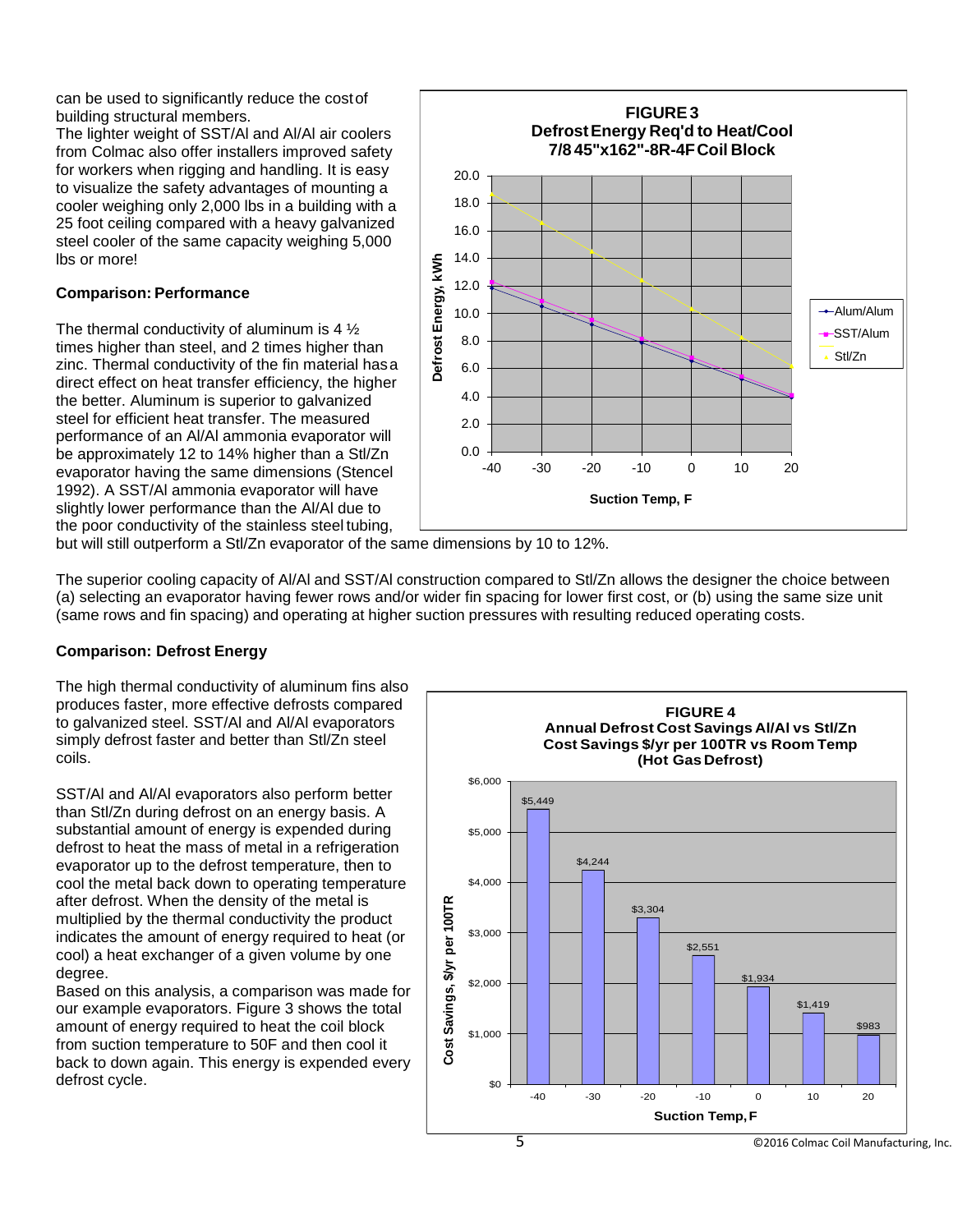can be used to significantly reduce the cost of building structural members.

The lighter weight of SST/Al and Al/Al air coolers from Colmac also offer installers improved safety for workers when rigging and handling. It is easy to visualize the safety advantages of mounting a cooler weighing only 2,000 lbs in a building with a 25 foot ceiling compared with a heavy galvanized steel cooler of the same capacity weighing 5,000 lbs or more!

### Comparison: Performance

The thermal conductivity of aluminum is 4 ½ times higher than steel, and 2 times higher than zinc. Thermal conductivity of the fin material has a direct effect on heat transfer efficiency, the higher the better. Aluminum is superior to galvanized steel for efficient heat transfer. The measured performance of an Al/Al ammonia evaporator will be approximately 12 to 14% higher than a Stl/Zn evaporator having the same dimensions (Stencel 1992). A SST/Al ammonia evaporator will have slightly lower performance than the Al/Al due to the poor conductivity of the stainless steel tubing, but will still outperform a Stl/Zn evaporator of the same dimensions by 10 to 12%.

**FIGURE 3**
**Defrost Energy Req'd to Heat/Cool 7/8 45"x162"-8R-4F Coil Block**

The superior cooling capacity of Al/Al and SST/Al construction compared to Stl/Zn allows the designer the choice between (a) selecting an evaporator having fewer rows and/or wider fin spacing for lower first cost, or (b) using the same size unit (same rows and fin spacing) and operating at higher suction pressures with resulting reduced operating costs.

### Comparison: Defrost Energy

The high thermal conductivity of aluminum fins also produces faster, more effective defrosts compared to galvanized steel. SST/Al and Al/Al evaporators simply defrost faster and better than Stl/Zn steel coils.

SST/Al and Al/Al evaporators also perform better than Stl/Zn during defrost on an energy basis. A substantial amount of energy is expended during defrost to heat the mass of metal in a refrigeration evaporator up to the defrost temperature, then to cool the metal back down to operating temperature after defrost. When the density of the metal is multiplied by the thermal conductivity the product indicates the amount of energy required to heat (or cool) a heat exchanger of a given volume by one degree.

Based on this analysis, a comparison was made for our example evaporators. Figure 3 shows the total amount of energy required to heat the coil block from suction temperature to 50F and then cool it back to down again. This energy is expended every defrost cycle.

**FIGURE 4**
**Annual Defrost Cost Savings Al/Al vs Stl/Zn**
**Cost Savings $/yr per 100TR vs Room Temp**
**(Hot Gas Defrost)**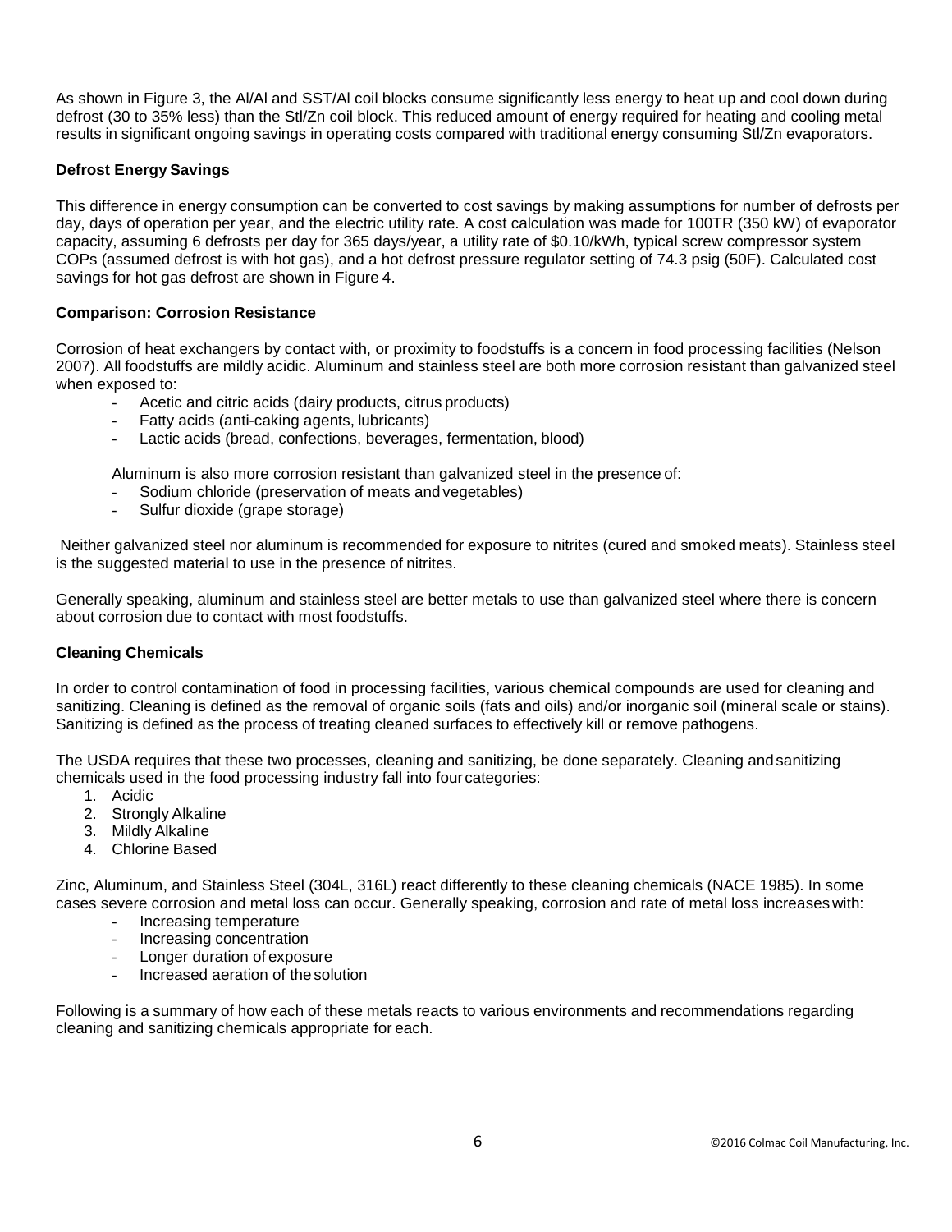As shown in Figure 3, the Al/Al and SST/Al coil blocks consume significantly less energy to heat up and cool down during defrost (30 to 35% less) than the Stl/Zn coil block. This reduced amount of energy required for heating and cooling metal results in significant ongoing savings in operating costs compared with traditional energy consuming Stl/Zn evaporators.

**Defrost Energy Savings**

This difference in energy consumption can be converted to cost savings by making assumptions for number of defrosts per day, days of operation per year, and the electric utility rate. A cost calculation was made for 100TR (350 kW) of evaporator capacity, assuming 6 defrosts per day for 365 days/year, a utility rate of $0.10/kWh, typical screw compressor system COPs (assumed defrost is with hot gas), and a hot defrost pressure regulator setting of 74.3 psig (50F). Calculated cost savings for hot gas defrost are shown in Figure 4.

**Comparison: Corrosion Resistance**

Corrosion of heat exchangers by contact with, or proximity to foodstuffs is a concern in food processing facilities (Nelson 2007). All foodstuffs are mildly acidic. Aluminum and stainless steel are both more corrosion resistant than galvanized steel when exposed to:

- Acetic and citric acids (dairy products, citrus products)
- Fatty acids (anti-caking agents, lubricants)
- Lactic acids (bread, confections, beverages, fermentation, blood)

Aluminum is also more corrosion resistant than galvanized steel in the presence of:

- Sodium chloride (preservation of meats and vegetables)
- Sulfur dioxide (grape storage)

Neither galvanized steel nor aluminum is recommended for exposure to nitrites (cured and smoked meats). Stainless steel is the suggested material to use in the presence of nitrites.

Generally speaking, aluminum and stainless steel are better metals to use than galvanized steel where there is concern about corrosion due to contact with most foodstuffs.

**Cleaning Chemicals**

In order to control contamination of food in processing facilities, various chemical compounds are used for cleaning and sanitizing. Cleaning is defined as the removal of organic soils (fats and oils) and/or inorganic soil (mineral scale or stains). Sanitizing is defined as the process of treating cleaned surfaces to effectively kill or remove pathogens.

The USDA requires that these two processes, cleaning and sanitizing, be done separately. Cleaning and sanitizing chemicals used in the food processing industry fall into four categories:

1. Acidic
2. Strongly Alkaline
3. Mildly Alkaline
4. Chlorine Based

Zinc, Aluminum, and Stainless Steel (304L, 316L) react differently to these cleaning chemicals (NACE 1985). In some cases severe corrosion and metal loss can occur. Generally speaking, corrosion and rate of metal loss increases with:

- Increasing temperature
- Increasing concentration
- Longer duration of exposure
- Increased aeration of the solution

Following is a summary of how each of these metals reacts to various environments and recommendations regarding cleaning and sanitizing chemicals appropriate for each.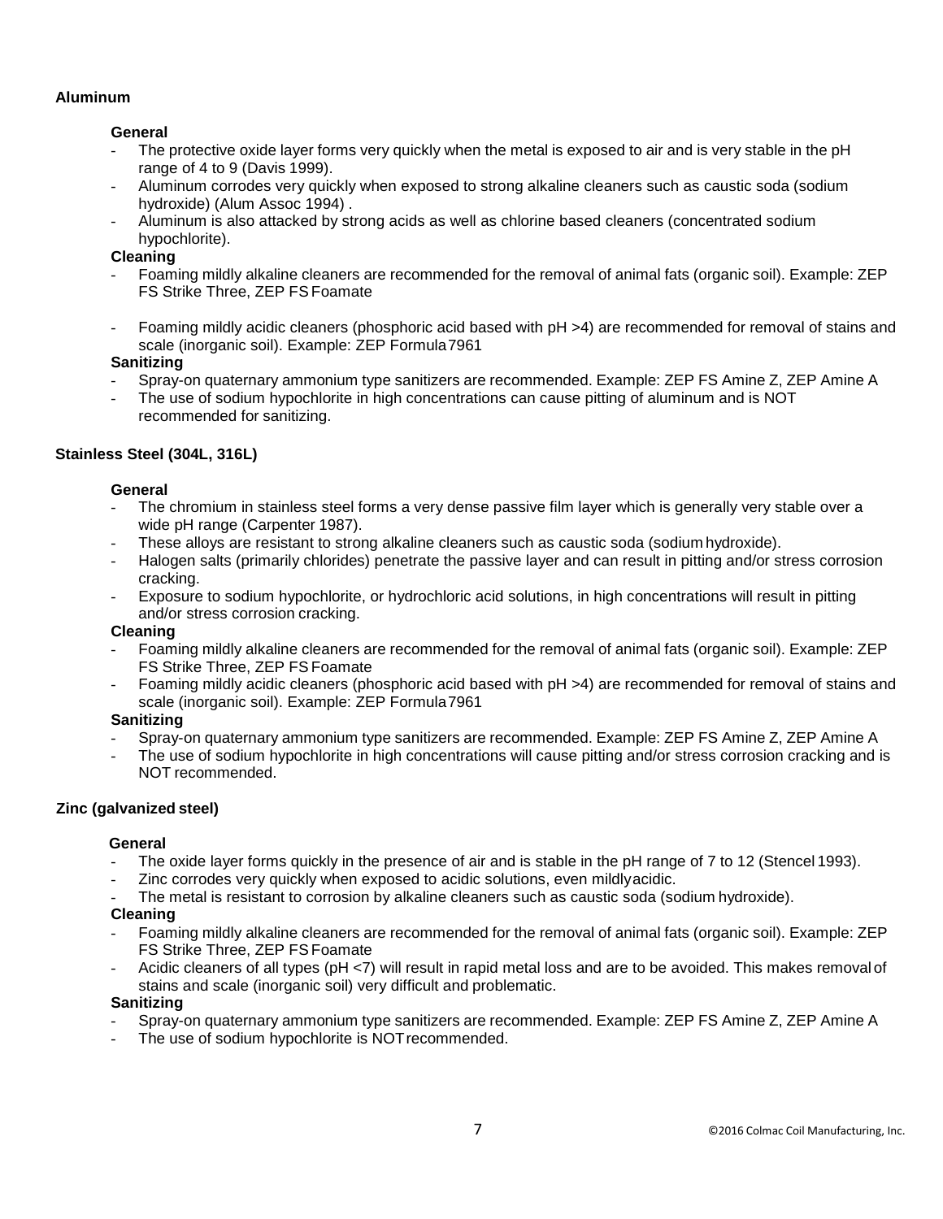## Aluminum

### General

- The protective oxide layer forms very quickly when the metal is exposed to air and is very stable in the pH range of 4 to 9 (Davis 1999).
- Aluminum corrodes very quickly when exposed to strong alkaline cleaners such as caustic soda (sodium hydroxide) (Alum Assoc 1994) .
- Aluminum is also attacked by strong acids as well as chlorine based cleaners (concentrated sodium hypochlorite).

### Cleaning

- Foaming mildly alkaline cleaners are recommended for the removal of animal fats (organic soil). Example: ZEP FS Strike Three, ZEP FS Foamate
- Foaming mildly acidic cleaners (phosphoric acid based with pH >4) are recommended for removal of stains and scale (inorganic soil). Example: ZEP Formula 7961

### Sanitizing

- Spray-on quaternary ammonium type sanitizers are recommended. Example: ZEP FS Amine Z, ZEP Amine A
- The use of sodium hypochlorite in high concentrations can cause pitting of aluminum and is NOT recommended for sanitizing.

## Stainless Steel (304L, 316L)

### General

- The chromium in stainless steel forms a very dense passive film layer which is generally very stable over a wide pH range (Carpenter 1987).
- These alloys are resistant to strong alkaline cleaners such as caustic soda (sodium hydroxide).
- Halogen salts (primarily chlorides) penetrate the passive layer and can result in pitting and/or stress corrosion cracking.
- Exposure to sodium hypochlorite, or hydrochloric acid solutions, in high concentrations will result in pitting and/or stress corrosion cracking.

### Cleaning

- Foaming mildly alkaline cleaners are recommended for the removal of animal fats (organic soil). Example: ZEP FS Strike Three, ZEP FS Foamate
- Foaming mildly acidic cleaners (phosphoric acid based with pH >4) are recommended for removal of stains and scale (inorganic soil). Example: ZEP Formula 7961

### Sanitizing

- Spray-on quaternary ammonium type sanitizers are recommended. Example: ZEP FS Amine Z, ZEP Amine A
- The use of sodium hypochlorite in high concentrations will cause pitting and/or stress corrosion cracking and is NOT recommended.

## Zinc (galvanized steel)

### General

- The oxide layer forms quickly in the presence of air and is stable in the pH range of 7 to 12 (Stencel 1993).
- Zinc corrodes very quickly when exposed to acidic solutions, even mildly acidic.
- The metal is resistant to corrosion by alkaline cleaners such as caustic soda (sodium hydroxide).

### Cleaning

- Foaming mildly alkaline cleaners are recommended for the removal of animal fats (organic soil). Example: ZEP FS Strike Three, ZEP FS Foamate
- Acidic cleaners of all types (pH <7) will result in rapid metal loss and are to be avoided. This makes removal of stains and scale (inorganic soil) very difficult and problematic.

### Sanitizing

- Spray-on quaternary ammonium type sanitizers are recommended. Example: ZEP FS Amine Z, ZEP Amine A
- The use of sodium hypochlorite is NOT recommended.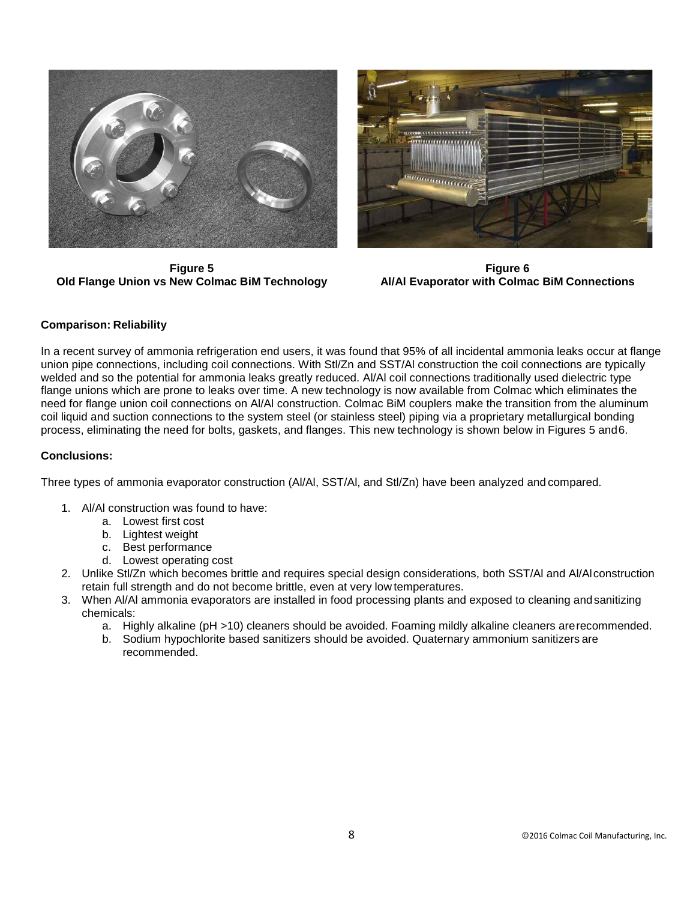**Figure 5**
**Old Flange Union vs New Colmac BiM Technology**

**Figure 6**
**Al/Al Evaporator with Colmac BiM Connections**

**Comparison: Reliability**

In a recent survey of ammonia refrigeration end users, it was found that 95% of all incidental ammonia leaks occur at flange union pipe connections, including coil connections. With Stl/Zn and SST/Al construction the coil connections are typically welded and so the potential for ammonia leaks greatly reduced. Al/Al coil connections traditionally used dielectric type flange unions which are prone to leaks over time. A new technology is now available from Colmac which eliminates the need for flange union coil connections on Al/Al construction. Colmac BiM couplers make the transition from the aluminum coil liquid and suction connections to the system steel (or stainless steel) piping via a proprietary metallurgical bonding process, eliminating the need for bolts, gaskets, and flanges. This new technology is shown below in Figures 5 and 6.

**Conclusions:**

Three types of ammonia evaporator construction (Al/Al, SST/Al, and Stl/Zn) have been analyzed and compared.

1. Al/Al construction was found to have:
   a. Lowest first cost
   b. Lightest weight
   c. Best performance
   d. Lowest operating cost
2. Unlike Stl/Zn which becomes brittle and requires special design considerations, both SST/Al and Al/Al construction retain full strength and do not become brittle, even at very low temperatures.
3. When Al/Al ammonia evaporators are installed in food processing plants and exposed to cleaning and sanitizing chemicals:
   a. Highly alkaline (pH >10) cleaners should be avoided. Foaming mildly alkaline cleaners are recommended.
   b. Sodium hypochlorite based sanitizers should be avoided. Quaternary ammonium sanitizers are recommended.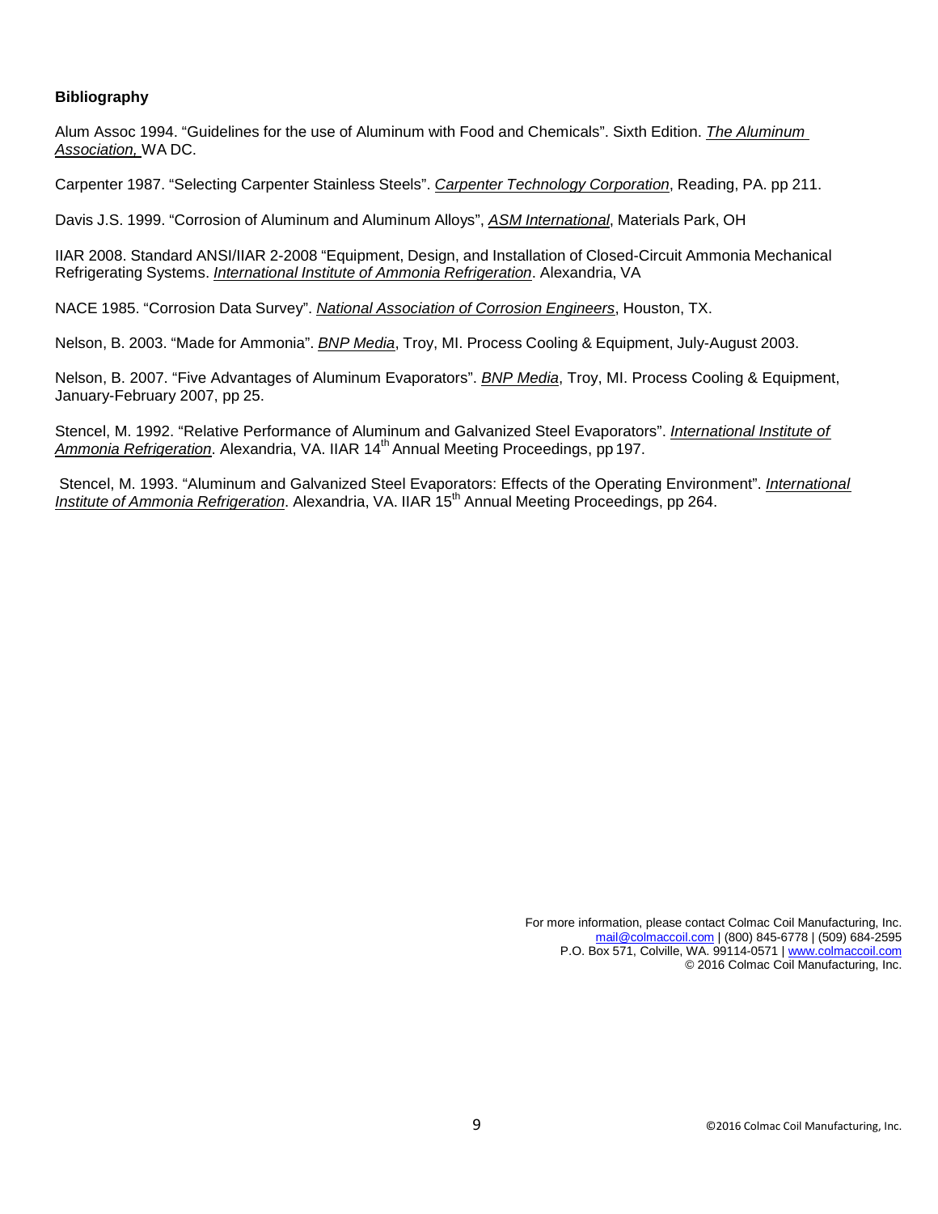**Bibliography**

Alum Assoc 1994. “Guidelines for the use of Aluminum with Food and Chemicals”. Sixth Edition. *The Aluminum Association,* WA DC.

Carpenter 1987. “Selecting Carpenter Stainless Steels”. *Carpenter Technology Corporation*, Reading, PA. pp 211.

Davis J.S. 1999. “Corrosion of Aluminum and Aluminum Alloys”, *ASM International*, Materials Park, OH

IIAR 2008. Standard ANSI/IIAR 2-2008 “Equipment, Design, and Installation of Closed-Circuit Ammonia Mechanical Refrigerating Systems. *International Institute of Ammonia Refrigeration*. Alexandria, VA

NACE 1985. “Corrosion Data Survey”. *National Association of Corrosion Engineers*, Houston, TX.

Nelson, B. 2003. “Made for Ammonia”. *BNP Media*, Troy, MI. Process Cooling & Equipment, July-August 2003.

Nelson, B. 2007. “Five Advantages of Aluminum Evaporators”. *BNP Media*, Troy, MI. Process Cooling & Equipment, January-February 2007, pp 25.

Stencel, M. 1992. “Relative Performance of Aluminum and Galvanized Steel Evaporators”. *International Institute of Ammonia Refrigeration*. Alexandria, VA. IIAR 14th Annual Meeting Proceedings, pp 197.

Stencel, M. 1993. “Aluminum and Galvanized Steel Evaporators: Effects of the Operating Environment”. *International Institute of Ammonia Refrigeration*. Alexandria, VA. IIAR 15th Annual Meeting Proceedings, pp 264.

For more information, please contact Colmac Coil Manufacturing, Inc.
mail@colmaccoil.com | (800) 845-6778 | (509) 684-2595
P.O. Box 571, Colville, WA. 99114-0571 | www.colmaccoil.com
© 2016 Colmac Coil Manufacturing, Inc.